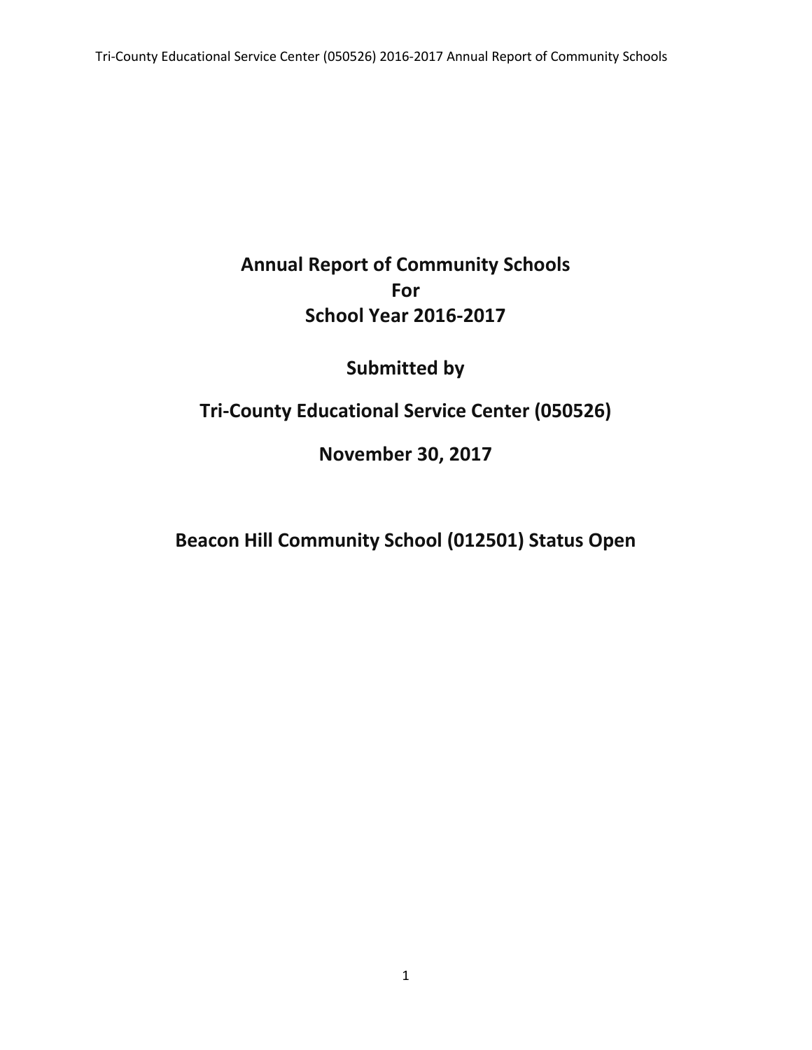# Annual Report of Community Schools
# For
# School Year 2016-2017

## Submitted by

## Tri-County Educational Service Center (050526)

## November 30, 2017

## Beacon Hill Community School (012501) Status Open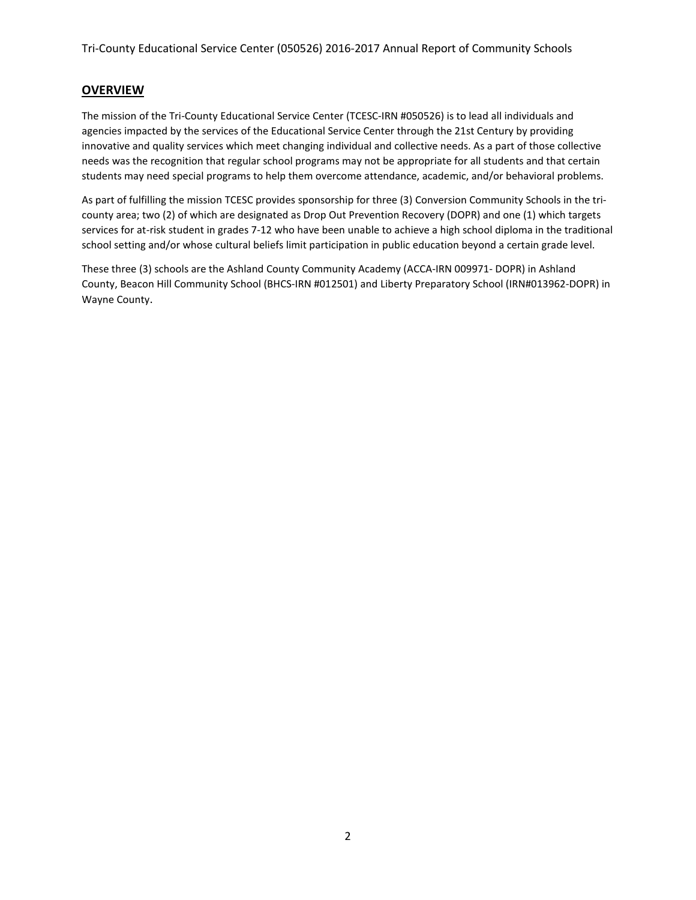## OVERVIEW

The mission of the Tri-County Educational Service Center (TCESC-IRN #050526) is to lead all individuals and agencies impacted by the services of the Educational Service Center through the 21st Century by providing innovative and quality services which meet changing individual and collective needs. As a part of those collective needs was the recognition that regular school programs may not be appropriate for all students and that certain students may need special programs to help them overcome attendance, academic, and/or behavioral problems.

As part of fulfilling the mission TCESC provides sponsorship for three (3) Conversion Community Schools in the tri-county area; two (2) of which are designated as Drop Out Prevention Recovery (DOPR) and one (1) which targets services for at-risk student in grades 7-12 who have been unable to achieve a high school diploma in the traditional school setting and/or whose cultural beliefs limit participation in public education beyond a certain grade level.

These three (3) schools are the Ashland County Community Academy (ACCA-IRN 009971- DOPR) in Ashland County, Beacon Hill Community School (BHCS-IRN #012501) and Liberty Preparatory School (IRN#013962-DOPR) in Wayne County.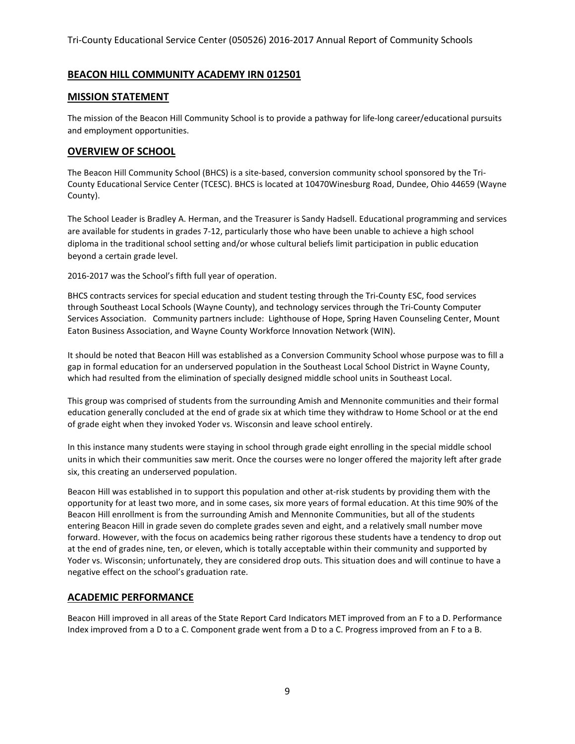## BEACON HILL COMMUNITY ACADEMY IRN 012501

## MISSION STATEMENT

The mission of the Beacon Hill Community School is to provide a pathway for life-long career/educational pursuits and employment opportunities.

## OVERVIEW OF SCHOOL

The Beacon Hill Community School (BHCS) is a site-based, conversion community school sponsored by the Tri-County Educational Service Center (TCESC). BHCS is located at 10470Winesburg Road, Dundee, Ohio 44659 (Wayne County).

The School Leader is Bradley A. Herman, and the Treasurer is Sandy Hadsell. Educational programming and services are available for students in grades 7-12, particularly those who have been unable to achieve a high school diploma in the traditional school setting and/or whose cultural beliefs limit participation in public education beyond a certain grade level.

2016-2017 was the School's fifth full year of operation.

BHCS contracts services for special education and student testing through the Tri-County ESC, food services through Southeast Local Schools (Wayne County), and technology services through the Tri-County Computer Services Association. Community partners include: Lighthouse of Hope, Spring Haven Counseling Center, Mount Eaton Business Association, and Wayne County Workforce Innovation Network (WIN).

It should be noted that Beacon Hill was established as a Conversion Community School whose purpose was to fill a gap in formal education for an underserved population in the Southeast Local School District in Wayne County, which had resulted from the elimination of specially designed middle school units in Southeast Local.

This group was comprised of students from the surrounding Amish and Mennonite communities and their formal education generally concluded at the end of grade six at which time they withdraw to Home School or at the end of grade eight when they invoked Yoder vs. Wisconsin and leave school entirely.

In this instance many students were staying in school through grade eight enrolling in the special middle school units in which their communities saw merit. Once the courses were no longer offered the majority left after grade six, this creating an underserved population.

Beacon Hill was established in to support this population and other at-risk students by providing them with the opportunity for at least two more, and in some cases, six more years of formal education. At this time 90% of the Beacon Hill enrollment is from the surrounding Amish and Mennonite Communities, but all of the students entering Beacon Hill in grade seven do complete grades seven and eight, and a relatively small number move forward. However, with the focus on academics being rather rigorous these students have a tendency to drop out at the end of grades nine, ten, or eleven, which is totally acceptable within their community and supported by Yoder vs. Wisconsin; unfortunately, they are considered drop outs. This situation does and will continue to have a negative effect on the school's graduation rate.

## ACADEMIC PERFORMANCE

Beacon Hill improved in all areas of the State Report Card Indicators MET improved from an F to a D. Performance Index improved from a D to a C. Component grade went from a D to a C. Progress improved from an F to a B.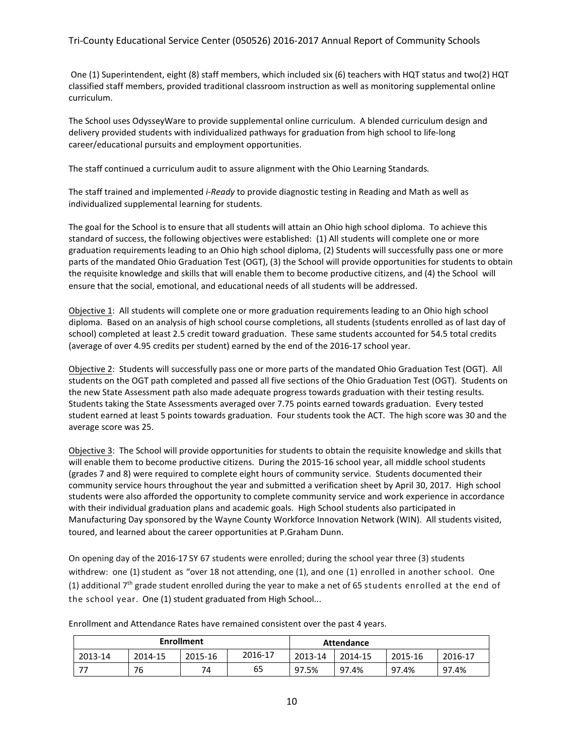One (1) Superintendent, eight (8) staff members, which included six (6) teachers with HQT status and two(2) HQT classified staff members, provided traditional classroom instruction as well as monitoring supplemental online curriculum.

The School uses OdysseyWare to provide supplemental online curriculum. A blended curriculum design and delivery provided students with individualized pathways for graduation from high school to life-long career/educational pursuits and employment opportunities.

The staff continued a curriculum audit to assure alignment with the Ohio Learning Standards.

The staff trained and implemented *i-Ready* to provide diagnostic testing in Reading and Math as well as individualized supplemental learning for students.

The goal for the School is to ensure that all students will attain an Ohio high school diploma. To achieve this standard of success, the following objectives were established: (1) All students will complete one or more graduation requirements leading to an Ohio high school diploma, (2) Students will successfully pass one or more parts of the mandated Ohio Graduation Test (OGT), (3) the School will provide opportunities for students to obtain the requisite knowledge and skills that will enable them to become productive citizens, and (4) the School will ensure that the social, emotional, and educational needs of all students will be addressed.

Objective 1: All students will complete one or more graduation requirements leading to an Ohio high school diploma. Based on an analysis of high school course completions, all students (students enrolled as of last day of school) completed at least 2.5 credit toward graduation. These same students accounted for 54.5 total credits (average of over 4.95 credits per student) earned by the end of the 2016-17 school year.

Objective 2: Students will successfully pass one or more parts of the mandated Ohio Graduation Test (OGT). All students on the OGT path completed and passed all five sections of the Ohio Graduation Test (OGT). Students on the new State Assessment path also made adequate progress towards graduation with their testing results. Students taking the State Assessments averaged over 7.75 points earned towards graduation. Every tested student earned at least 5 points towards graduation. Four students took the ACT. The high score was 30 and the average score was 25.

Objective 3: The School will provide opportunities for students to obtain the requisite knowledge and skills that will enable them to become productive citizens. During the 2015-16 school year, all middle school students (grades 7 and 8) were required to complete eight hours of community service. Students documented their community service hours throughout the year and submitted a verification sheet by April 30, 2017. High school students were also afforded the opportunity to complete community service and work experience in accordance with their individual graduation plans and academic goals. High School students also participated in Manufacturing Day sponsored by the Wayne County Workforce Innovation Network (WIN). All students visited, toured, and learned about the career opportunities at P.Graham Dunn.

On opening day of the 2016-17 SY 67 students were enrolled; during the school year three (3) students withdrew: one (1) student as "over 18 not attending, one (1), and one (1) enrolled in another school. One (1) additional 7th grade student enrolled during the year to make a net of 65 students enrolled at the end of the school year. One (1) student graduated from High School...

Enrollment and Attendance Rates have remained consistent over the past 4 years.

| Enrollment | | | | Attendance | | | |
|---|---|---|---|---|---|---|---|
| 2013-14 | 2014-15 | 2015-16 | 2016-17 | 2013-14 | 2014-15 | 2015-16 | 2016-17 |
| 77 | 76 | 74 | 65 | 97.5% | 97.4% | 97.4% | 97.4% |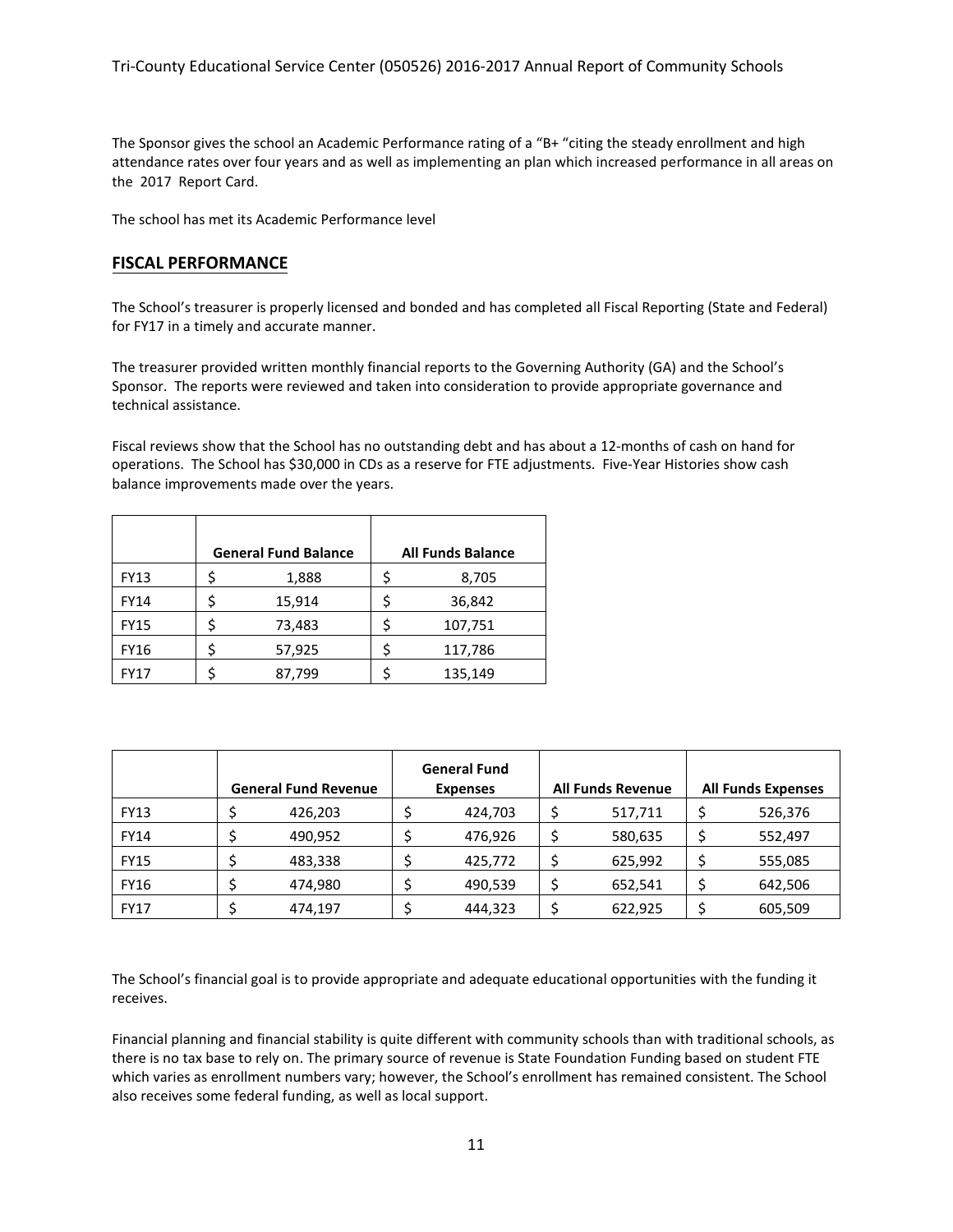The Sponsor gives the school an Academic Performance rating of a "B+ "citing the steady enrollment and high attendance rates over four years and as well as implementing an plan which increased performance in all areas on the 2017 Report Card.

The school has met its Academic Performance level

## FISCAL PERFORMANCE

The School's treasurer is properly licensed and bonded and has completed all Fiscal Reporting (State and Federal) for FY17 in a timely and accurate manner.

The treasurer provided written monthly financial reports to the Governing Authority (GA) and the School's Sponsor. The reports were reviewed and taken into consideration to provide appropriate governance and technical assistance.

Fiscal reviews show that the School has no outstanding debt and has about a 12-months of cash on hand for operations. The School has $30,000 in CDs as a reserve for FTE adjustments. Five-Year Histories show cash balance improvements made over the years.

| | General Fund Balance | All Funds Balance |
|---|---|---|
| FY13 | $ 1,888 | $ 8,705 |
| FY14 | $ 15,914 | $ 36,842 |
| FY15 | $ 73,483 | $ 107,751 |
| FY16 | $ 57,925 | $ 117,786 |
| FY17 | $ 87,799 | $ 135,149 |

| | General Fund Revenue | General Fund Expenses | All Funds Revenue | All Funds Expenses |
|---|---|---|---|---|
| FY13 | $ 426,203 | $ 424,703 | $ 517,711 | $ 526,376 |
| FY14 | $ 490,952 | $ 476,926 | $ 580,635 | $ 552,497 |
| FY15 | $ 483,338 | $ 425,772 | $ 625,992 | $ 555,085 |
| FY16 | $ 474,980 | $ 490,539 | $ 652,541 | $ 642,506 |
| FY17 | $ 474,197 | $ 444,323 | $ 622,925 | $ 605,509 |

The School's financial goal is to provide appropriate and adequate educational opportunities with the funding it receives.

Financial planning and financial stability is quite different with community schools than with traditional schools, as there is no tax base to rely on. The primary source of revenue is State Foundation Funding based on student FTE which varies as enrollment numbers vary; however, the School's enrollment has remained consistent. The School also receives some federal funding, as well as local support.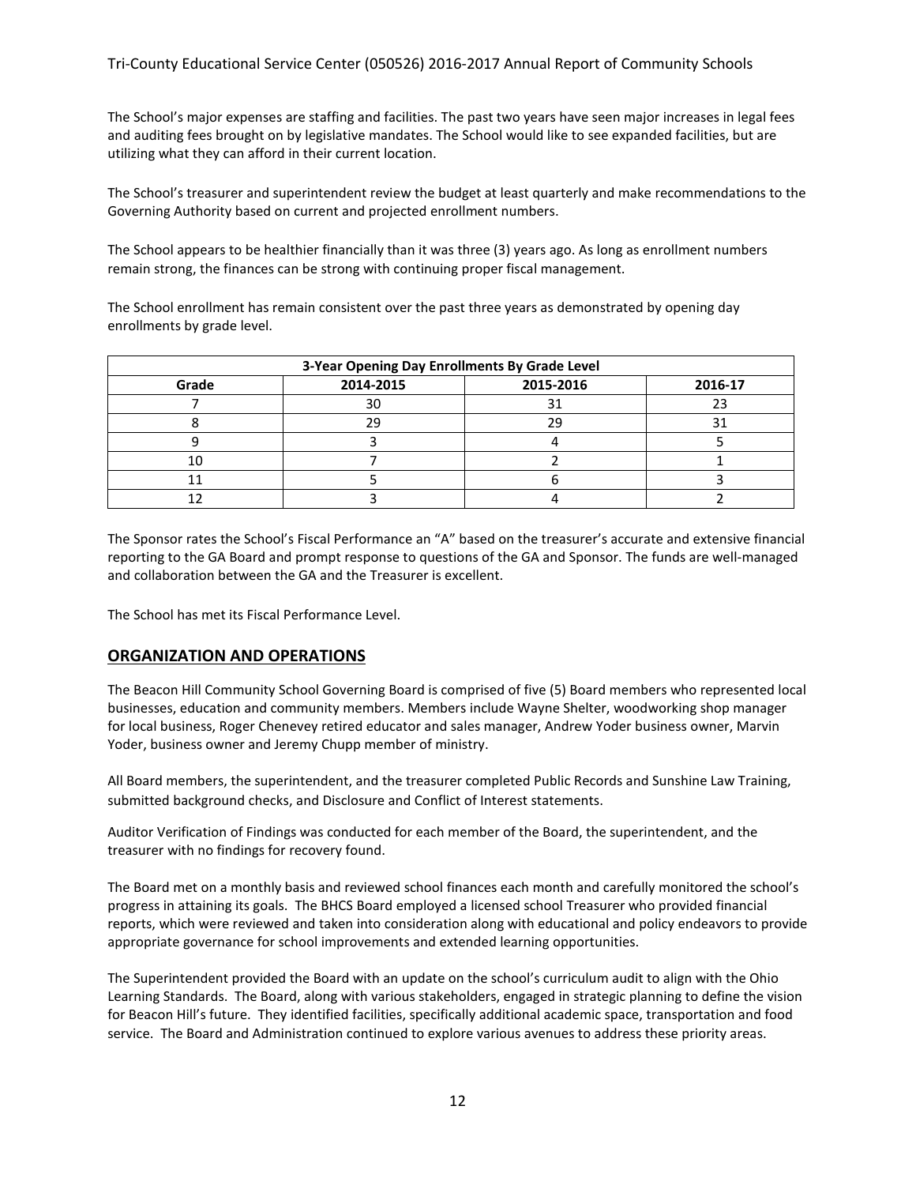The School's major expenses are staffing and facilities. The past two years have seen major increases in legal fees and auditing fees brought on by legislative mandates. The School would like to see expanded facilities, but are utilizing what they can afford in their current location.

The School's treasurer and superintendent review the budget at least quarterly and make recommendations to the Governing Authority based on current and projected enrollment numbers.

The School appears to be healthier financially than it was three (3) years ago. As long as enrollment numbers remain strong, the finances can be strong with continuing proper fiscal management.

The School enrollment has remain consistent over the past three years as demonstrated by opening day enrollments by grade level.

| 3-Year Opening Day Enrollments By Grade Level | | | |
|---|---|---|---|
| Grade | 2014-2015 | 2015-2016 | 2016-17 |
| 7 | 30 | 31 | 23 |
| 8 | 29 | 29 | 31 |
| 9 | 3 | 4 | 5 |
| 10 | 7 | 2 | 1 |
| 11 | 5 | 6 | 3 |
| 12 | 3 | 4 | 2 |

The Sponsor rates the School's Fiscal Performance an "A" based on the treasurer's accurate and extensive financial reporting to the GA Board and prompt response to questions of the GA and Sponsor. The funds are well-managed and collaboration between the GA and the Treasurer is excellent.

The School has met its Fiscal Performance Level.

## ORGANIZATION AND OPERATIONS

The Beacon Hill Community School Governing Board is comprised of five (5) Board members who represented local businesses, education and community members. Members include Wayne Shelter, woodworking shop manager for local business, Roger Chenevey retired educator and sales manager, Andrew Yoder business owner, Marvin Yoder, business owner and Jeremy Chupp member of ministry.

All Board members, the superintendent, and the treasurer completed Public Records and Sunshine Law Training, submitted background checks, and Disclosure and Conflict of Interest statements.

Auditor Verification of Findings was conducted for each member of the Board, the superintendent, and the treasurer with no findings for recovery found.

The Board met on a monthly basis and reviewed school finances each month and carefully monitored the school's progress in attaining its goals. The BHCS Board employed a licensed school Treasurer who provided financial reports, which were reviewed and taken into consideration along with educational and policy endeavors to provide appropriate governance for school improvements and extended learning opportunities.

The Superintendent provided the Board with an update on the school's curriculum audit to align with the Ohio Learning Standards. The Board, along with various stakeholders, engaged in strategic planning to define the vision for Beacon Hill's future. They identified facilities, specifically additional academic space, transportation and food service. The Board and Administration continued to explore various avenues to address these priority areas.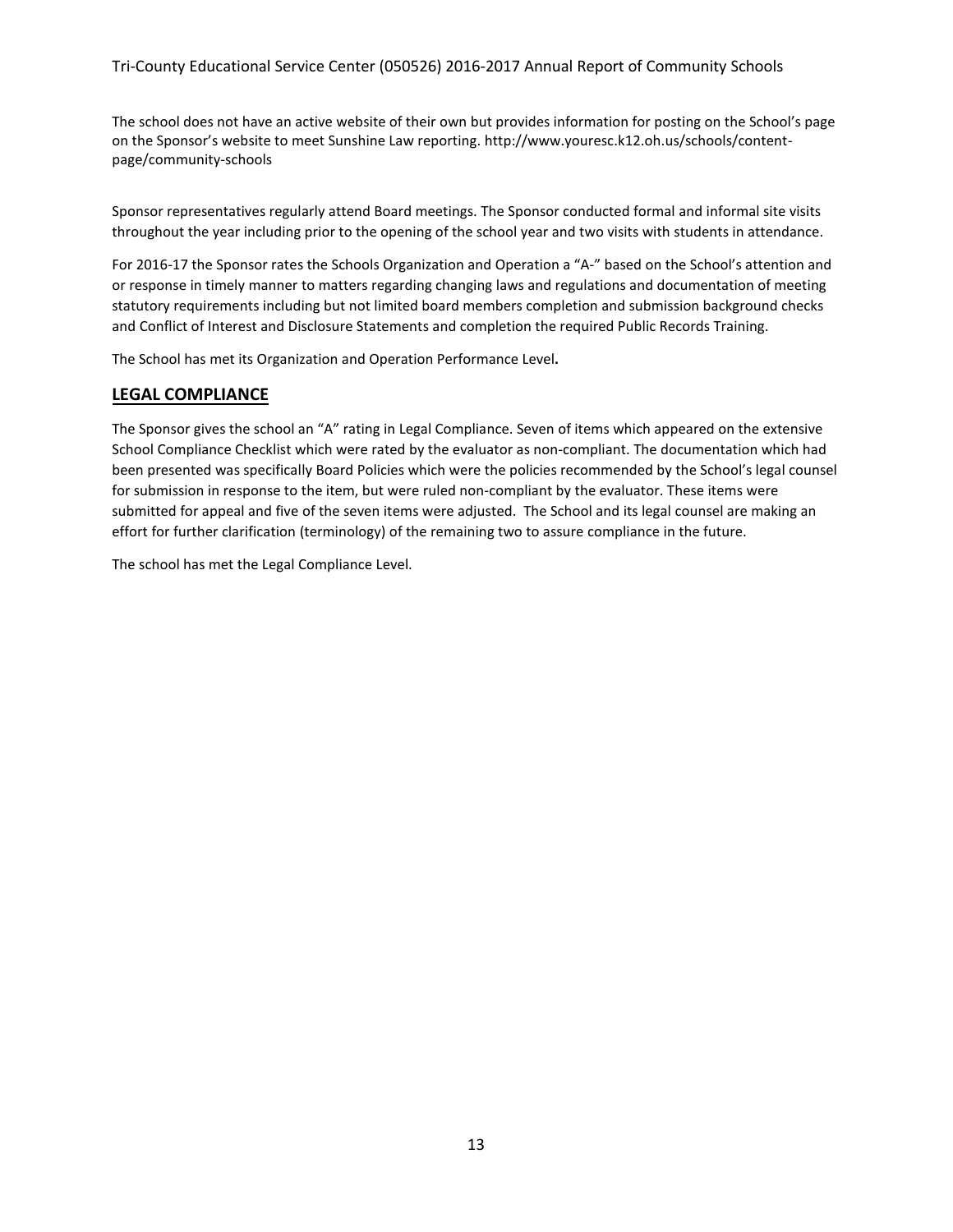The school does not have an active website of their own but provides information for posting on the School's page on the Sponsor's website to meet Sunshine Law reporting. http://www.youresc.k12.oh.us/schools/content-page/community-schools

Sponsor representatives regularly attend Board meetings. The Sponsor conducted formal and informal site visits throughout the year including prior to the opening of the school year and two visits with students in attendance.

For 2016-17 the Sponsor rates the Schools Organization and Operation a "A-" based on the School's attention and or response in timely manner to matters regarding changing laws and regulations and documentation of meeting statutory requirements including but not limited board members completion and submission background checks and Conflict of Interest and Disclosure Statements and completion the required Public Records Training.

The School has met its Organization and Operation Performance Level**.**

## LEGAL COMPLIANCE

The Sponsor gives the school an "A" rating in Legal Compliance. Seven of items which appeared on the extensive School Compliance Checklist which were rated by the evaluator as non-compliant. The documentation which had been presented was specifically Board Policies which were the policies recommended by the School's legal counsel for submission in response to the item, but were ruled non-compliant by the evaluator. These items were submitted for appeal and five of the seven items were adjusted. The School and its legal counsel are making an effort for further clarification (terminology) of the remaining two to assure compliance in the future.

The school has met the Legal Compliance Level.